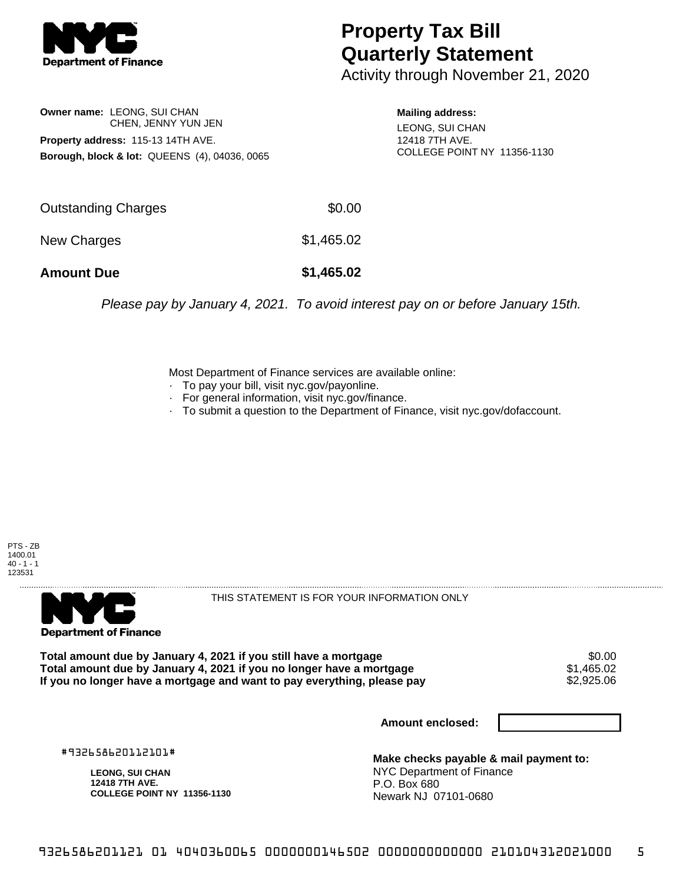**Department of Finance**

# Property Tax Bill Quarterly Statement

Activity through November 21, 2020

**Owner name:** LEONG, SUI CHAN
CHEN, JENNY YUN JEN

**Property address:** 115-13 14TH AVE.

**Borough, block & lot:** QUEENS (4), 04036, 0065

**Mailing address:**
LEONG, SUI CHAN
12418 7TH AVE.
COLLEGE POINT NY 11356-1130

| | |
|---|---|
| Outstanding Charges | $0.00 |
| New Charges | $1,465.02 |
| **Amount Due** | **$1,465.02** |

*Please pay by January 4, 2021. To avoid interest pay on or before January 15th.*

Most Department of Finance services are available online:
- To pay your bill, visit nyc.gov/payonline.
- For general information, visit nyc.gov/finance.
- To submit a question to the Department of Finance, visit nyc.gov/dofaccount.

PTS - ZB
1400.01
40 - 1 - 1
123531

---

**Department of Finance**

THIS STATEMENT IS FOR YOUR INFORMATION ONLY

| | |
|---|---|
| **Total amount due by January 4, 2021 if you still have a mortgage** | $0.00 |
| **Total amount due by January 4, 2021 if you no longer have a mortgage** | $1,465.02 |
| **If you no longer have a mortgage and want to pay everything, please pay** | $2,925.06 |

**Amount enclosed:**

#932658620112101#

**LEONG, SUI CHAN**
**12418 7TH AVE.**
**COLLEGE POINT NY 11356-1130**

**Make checks payable & mail payment to:**
NYC Department of Finance
P.O. Box 680
Newark NJ 07101-0680

9326586201121 01 4040360065 0000000146502 0000000000000 210104312021000 5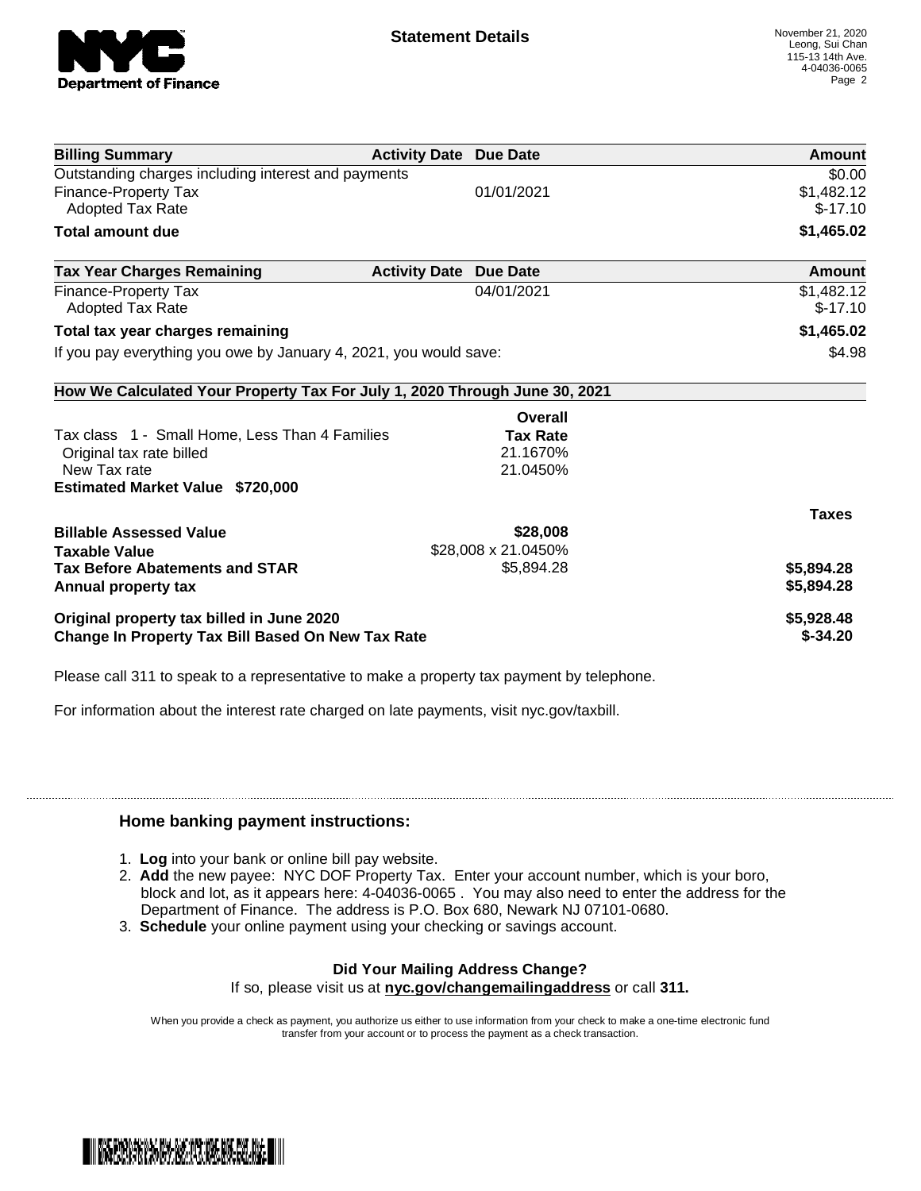**Statement Details**

November 21, 2020
Leong, Sui Chan
115-13 14th Ave.
4-04036-0065

| Billing Summary | Activity Date | Due Date | Amount |
|---|---|---|---|
| Outstanding charges including interest and payments | | | $0.00 |
| Finance-Property Tax | | 01/01/2021 | $1,482.12 |
| Adopted Tax Rate | | | $-17.10 |
| **Total amount due** | | | **$1,465.02** |

| Tax Year Charges Remaining | Activity Date | Due Date | Amount |
|---|---|---|---|
| Finance-Property Tax | | 04/01/2021 | $1,482.12 |
| Adopted Tax Rate | | | $-17.10 |
| **Total tax year charges remaining** | | | **$1,465.02** |
| If you pay everything you owe by January 4, 2021, you would save: | | | $4.98 |

**How We Calculated Your Property Tax For July 1, 2020 Through June 30, 2021**

| | Overall Tax Rate | Taxes |
|---|---|---|
| Tax class 1 - Small Home, Less Than 4 Families | | |
| Original tax rate billed | 21.1670% | |
| New Tax rate | 21.0450% | |
| **Estimated Market Value $720,000** | | |
| **Billable Assessed Value** | **$28,008** | |
| **Taxable Value** | $28,008 x 21.0450% | |
| **Tax Before Abatements and STAR** | $5,894.28 | **$5,894.28** |
| **Annual property tax** | | **$5,894.28** |
| **Original property tax billed in June 2020** | | **$5,928.48** |
| **Change In Property Tax Bill Based On New Tax Rate** | | **$-34.20** |

Please call 311 to speak to a representative to make a property tax payment by telephone.

For information about the interest rate charged on late payments, visit nyc.gov/taxbill.

### Home banking payment instructions:

1. **Log** into your bank or online bill pay website.
2. **Add** the new payee: NYC DOF Property Tax. Enter your account number, which is your boro, block and lot, as it appears here: 4-04036-0065 . You may also need to enter the address for the Department of Finance. The address is P.O. Box 680, Newark NJ 07101-0680.
3. **Schedule** your online payment using your checking or savings account.

**Did Your Mailing Address Change?**

If so, please visit us at **nyc.gov/changemailingaddress** or call **311.**

When you provide a check as payment, you authorize us either to use information from your check to make a one-time electronic fund transfer from your account or to process the payment as a check transaction.